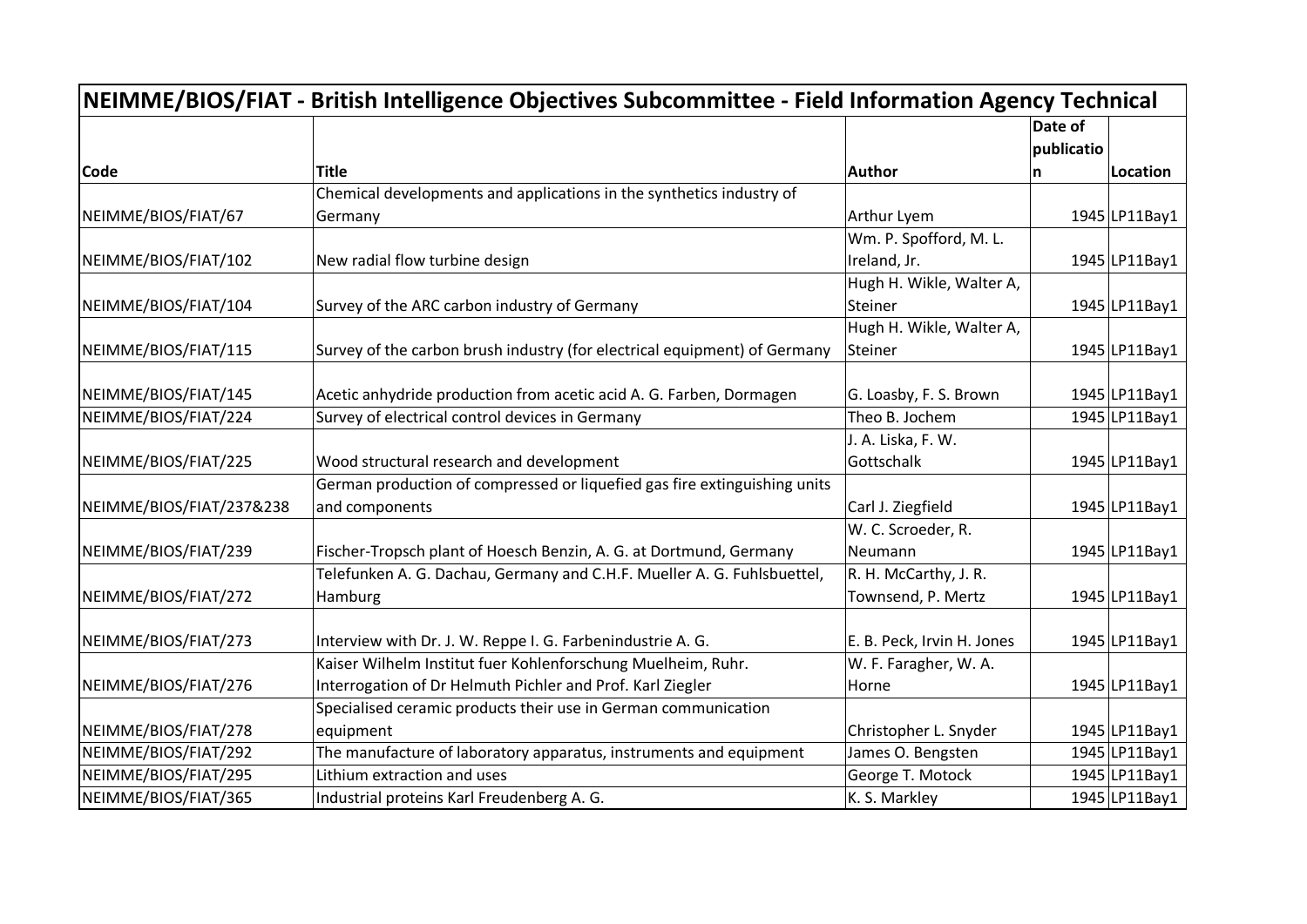| NEIMME/BIOS/FIAT - British Intelligence Objectives Subcommittee - Field Information Agency Technical | | | | |
|---|---|---|---|---|
| Code | Title | Author | Date of publication | Location |
| NEIMME/BIOS/FIAT/67 | Chemical developments and applications in the synthetics industry of Germany | Arthur Lyem | 1945 | LP11Bay1 |
| NEIMME/BIOS/FIAT/102 | New radial flow turbine design | Wm. P. Spofford, M. L. Ireland, Jr. | 1945 | LP11Bay1 |
| NEIMME/BIOS/FIAT/104 | Survey of the ARC carbon industry of Germany | Hugh H. Wikle, Walter A, Steiner | 1945 | LP11Bay1 |
| NEIMME/BIOS/FIAT/115 | Survey of the carbon brush industry (for electrical equipment) of Germany | Hugh H. Wikle, Walter A, Steiner | 1945 | LP11Bay1 |
| NEIMME/BIOS/FIAT/145 | Acetic anhydride production from acetic acid A. G. Farben, Dormagen | G. Loasby, F. S. Brown | 1945 | LP11Bay1 |
| NEIMME/BIOS/FIAT/224 | Survey of electrical control devices in Germany | Theo B. Jochem | 1945 | LP11Bay1 |
| NEIMME/BIOS/FIAT/225 | Wood structural research and development | J. A. Liska, F. W. Gottschalk | 1945 | LP11Bay1 |
| NEIMME/BIOS/FIAT/237&238 | German production of compressed or liquefied gas fire extinguishing units and components | Carl J. Ziegfield | 1945 | LP11Bay1 |
| NEIMME/BIOS/FIAT/239 | Fischer-Tropsch plant of Hoesch Benzin, A. G. at Dortmund, Germany | W. C. Scroeder, R. Neumann | 1945 | LP11Bay1 |
| NEIMME/BIOS/FIAT/272 | Telefunken A. G. Dachau, Germany and C.H.F. Mueller A. G. Fuhlsbuettel, Hamburg | R. H. McCarthy, J. R. Townsend, P. Mertz | 1945 | LP11Bay1 |
| NEIMME/BIOS/FIAT/273 | Interview with Dr. J. W. Reppe I. G. Farbenindustrie A. G. | E. B. Peck, Irvin H. Jones | 1945 | LP11Bay1 |
| NEIMME/BIOS/FIAT/276 | Kaiser Wilhelm Institut fuer Kohlenforschung Muelheim, Ruhr. Interrogation of Dr Helmuth Pichler and Prof. Karl Ziegler | W. F. Faragher, W. A. Horne | 1945 | LP11Bay1 |
| NEIMME/BIOS/FIAT/278 | Specialised ceramic products their use in German communication equipment | Christopher L. Snyder | 1945 | LP11Bay1 |
| NEIMME/BIOS/FIAT/292 | The manufacture of laboratory apparatus, instruments and equipment | James O. Bengsten | 1945 | LP11Bay1 |
| NEIMME/BIOS/FIAT/295 | Lithium extraction and uses | George T. Motock | 1945 | LP11Bay1 |
| NEIMME/BIOS/FIAT/365 | Industrial proteins Karl Freudenberg A. G. | K. S. Markley | 1945 | LP11Bay1 |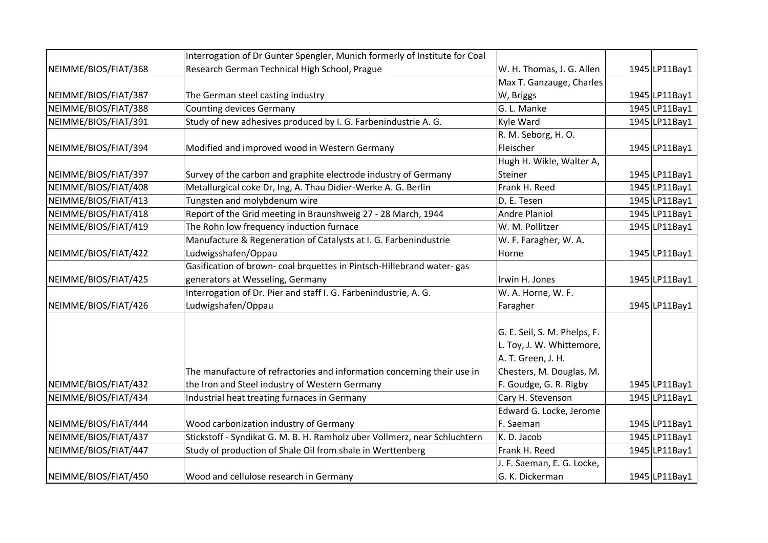| | | | | |
|---|---|---|---|---|
| NEIMME/BIOS/FIAT/368 | Interrogation of Dr Gunter Spengler, Munich formerly of Institute for Coal Research German Technical High School, Prague | W. H. Thomas, J. G. Allen | 1945 | LP11Bay1 |
| NEIMME/BIOS/FIAT/387 | The German steel casting industry | Max T. Ganzauge, Charles W, Briggs | 1945 | LP11Bay1 |
| NEIMME/BIOS/FIAT/388 | Counting devices Germany | G. L. Manke | 1945 | LP11Bay1 |
| NEIMME/BIOS/FIAT/391 | Study of new adhesives produced by I. G. Farbenindustrie A. G. | Kyle Ward | 1945 | LP11Bay1 |
| NEIMME/BIOS/FIAT/394 | Modified and improved wood in Western Germany | R. M. Seborg, H. O. Fleischer | 1945 | LP11Bay1 |
| NEIMME/BIOS/FIAT/397 | Survey of the carbon and graphite electrode industry of Germany | Hugh H. Wikle, Walter A, Steiner | 1945 | LP11Bay1 |
| NEIMME/BIOS/FIAT/408 | Metallurgical coke Dr, Ing, A. Thau Didier-Werke A. G. Berlin | Frank H. Reed | 1945 | LP11Bay1 |
| NEIMME/BIOS/FIAT/413 | Tungsten and molybdenum wire | D. E. Tesen | 1945 | LP11Bay1 |
| NEIMME/BIOS/FIAT/418 | Report of the Grid meeting in Braunshweig 27 - 28 March, 1944 | Andre Planiol | 1945 | LP11Bay1 |
| NEIMME/BIOS/FIAT/419 | The Rohn low frequency induction furnace | W. M. Pollitzer | 1945 | LP11Bay1 |
| NEIMME/BIOS/FIAT/422 | Manufacture & Regeneration of Catalysts at I. G. Farbenindustrie Ludwigsshafen/Oppau | W. F. Faragher, W. A. Horne | 1945 | LP11Bay1 |
| NEIMME/BIOS/FIAT/425 | Gasification of brown- coal brquettes in Pintsch-Hillebrand water- gas generators at Wesseling, Germany | Irwin H. Jones | 1945 | LP11Bay1 |
| NEIMME/BIOS/FIAT/426 | Interrogation of Dr. Pier and staff I. G. Farbenindustrie, A. G. Ludwigshafen/Oppau | W. A. Horne, W. F. Faragher | 1945 | LP11Bay1 |
| NEIMME/BIOS/FIAT/432 | The manufacture of refractories and information concerning their use in the Iron and Steel industry of Western Germany | G. E. Seil, S. M. Phelps, F. L. Toy, J. W. Whittemore, A. T. Green, J. H. Chesters, M. Douglas, M. F. Goudge, G. R. Rigby | 1945 | LP11Bay1 |
| NEIMME/BIOS/FIAT/434 | Industrial heat treating furnaces in Germany | Cary H. Stevenson | 1945 | LP11Bay1 |
| NEIMME/BIOS/FIAT/444 | Wood carbonization industry of Germany | Edward G. Locke, Jerome F. Saeman | 1945 | LP11Bay1 |
| NEIMME/BIOS/FIAT/437 | Stickstoff - Syndikat G. M. B. H. Ramholz uber Vollmerz, near Schluchtern | K. D. Jacob | 1945 | LP11Bay1 |
| NEIMME/BIOS/FIAT/447 | Study of production of Shale Oil from shale in Werttenberg | Frank H. Reed | 1945 | LP11Bay1 |
| NEIMME/BIOS/FIAT/450 | Wood and cellulose research in Germany | J. F. Saeman, E. G. Locke, G. K. Dickerman | 1945 | LP11Bay1 |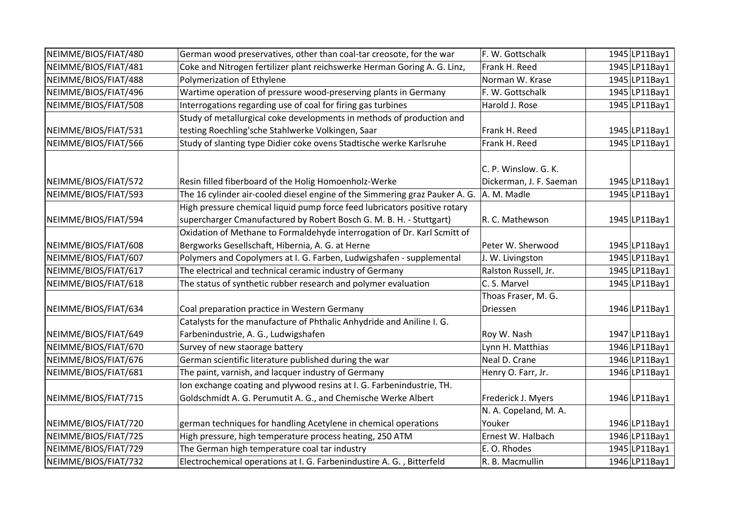| | | | | |
|---|---|---|---|---|
| NEIMME/BIOS/FIAT/480 | German wood preservatives, other than coal-tar creosote, for the war | F. W. Gottschalk | 1945 | LP11Bay1 |
| NEIMME/BIOS/FIAT/481 | Coke and Nitrogen fertilizer plant reichswerke Herman Goring A. G. Linz, | Frank H. Reed | 1945 | LP11Bay1 |
| NEIMME/BIOS/FIAT/488 | Polymerization of Ethylene | Norman W. Krase | 1945 | LP11Bay1 |
| NEIMME/BIOS/FIAT/496 | Wartime operation of pressure wood-preserving plants in Germany | F. W. Gottschalk | 1945 | LP11Bay1 |
| NEIMME/BIOS/FIAT/508 | Interrogations regarding use of coal for firing gas turbines | Harold J. Rose | 1945 | LP11Bay1 |
| NEIMME/BIOS/FIAT/531 | Study of metallurgical coke developments in methods of production and testing Roechling'sche Stahlwerke Volkingen, Saar | Frank H. Reed | 1945 | LP11Bay1 |
| NEIMME/BIOS/FIAT/566 | Study of slanting type Didier coke ovens Stadtische werke Karlsruhe | Frank H. Reed | 1945 | LP11Bay1 |
| NEIMME/BIOS/FIAT/572 | Resin filled fiberboard of the Holig Homoenholz-Werke | C. P. Winslow. G. K. Dickerman, J. F. Saeman | 1945 | LP11Bay1 |
| NEIMME/BIOS/FIAT/593 | The 16 cylinder air-cooled diesel engine of the Simmering graz Pauker A. G. | A. M. Madle | 1945 | LP11Bay1 |
| NEIMME/BIOS/FIAT/594 | High pressure chemical liquid pump force feed lubricators positive rotary supercharger Cmanufactured by Robert Bosch G. M. B. H. - Stuttgart) | R. C. Mathewson | 1945 | LP11Bay1 |
| NEIMME/BIOS/FIAT/608 | Oxidation of Methane to Formaldehyde interrogation of Dr. Karl Scmitt of Bergworks Gesellschaft, Hibernia, A. G. at Herne | Peter W. Sherwood | 1945 | LP11Bay1 |
| NEIMME/BIOS/FIAT/607 | Polymers and Copolymers at I. G. Farben, Ludwigshafen - supplemental | J. W. Livingston | 1945 | LP11Bay1 |
| NEIMME/BIOS/FIAT/617 | The electrical and technical ceramic industry of Germany | Ralston Russell, Jr. | 1945 | LP11Bay1 |
| NEIMME/BIOS/FIAT/618 | The status of synthetic rubber research and polymer evaluation | C. S. Marvel | 1945 | LP11Bay1 |
| NEIMME/BIOS/FIAT/634 | Coal preparation practice in Western Germany | Thoas Fraser, M. G. Driessen | 1946 | LP11Bay1 |
| NEIMME/BIOS/FIAT/649 | Catalysts for the manufacture of Phthalic Anhydride and Aniline I. G. Farbenindustrie, A. G., Ludwigshafen | Roy W. Nash | 1947 | LP11Bay1 |
| NEIMME/BIOS/FIAT/670 | Survey of new staorage battery | Lynn H. Matthias | 1946 | LP11Bay1 |
| NEIMME/BIOS/FIAT/676 | German scientific literature published during the war | Neal D. Crane | 1946 | LP11Bay1 |
| NEIMME/BIOS/FIAT/681 | The paint, varnish, and lacquer industry of Germany | Henry O. Farr, Jr. | 1946 | LP11Bay1 |
| NEIMME/BIOS/FIAT/715 | Ion exchange coating and plywood resins at I. G. Farbenindustrie, TH. Goldschmidt A. G. Perumutit A. G., and Chemische Werke Albert | Frederick J. Myers | 1946 | LP11Bay1 |
| NEIMME/BIOS/FIAT/720 | german techniques for handling Acetylene in chemical operations | N. A. Copeland, M. A. Youker | 1946 | LP11Bay1 |
| NEIMME/BIOS/FIAT/725 | High pressure, high temperature process heating, 250 ATM | Ernest W. Halbach | 1946 | LP11Bay1 |
| NEIMME/BIOS/FIAT/729 | The German high temperature coal tar industry | E. O. Rhodes | 1945 | LP11Bay1 |
| NEIMME/BIOS/FIAT/732 | Electrochemical operations at I. G. Farbenindustire A. G. , Bitterfeld | R. B. Macmullin | 1946 | LP11Bay1 |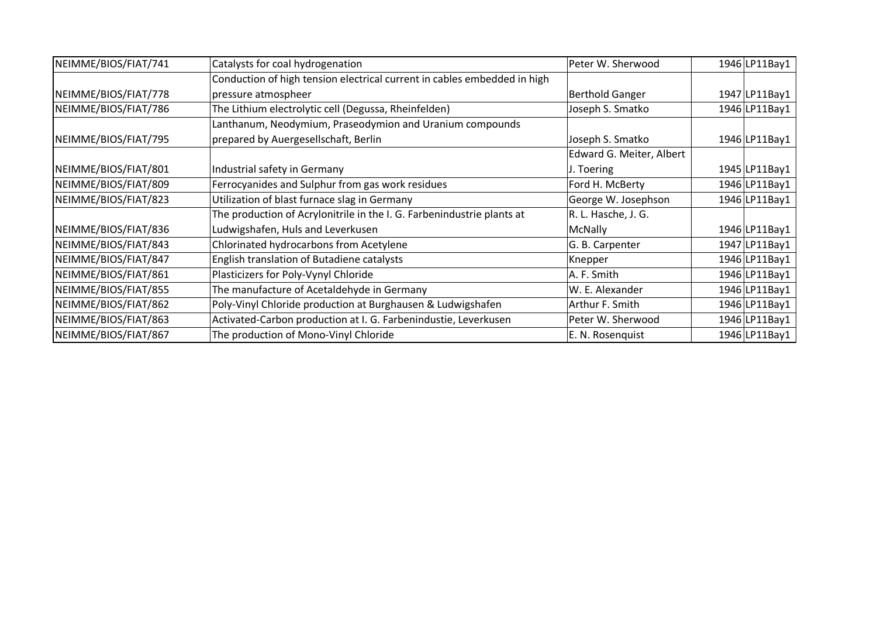| | | | | |
|---|---|---|---|---|
| NEIMME/BIOS/FIAT/741 | Catalysts for coal hydrogenation | Peter W. Sherwood | 1946 | LP11Bay1 |
| NEIMME/BIOS/FIAT/778 | Conduction of high tension electrical current in cables embedded in high pressure atmospheer | Berthold Ganger | 1947 | LP11Bay1 |
| NEIMME/BIOS/FIAT/786 | The Lithium electrolytic cell (Degussa, Rheinfelden) | Joseph S. Smatko | 1946 | LP11Bay1 |
| NEIMME/BIOS/FIAT/795 | Lanthanum, Neodymium, Praseodymion and Uranium compounds prepared by Auergesellschaft, Berlin | Joseph S. Smatko | 1946 | LP11Bay1 |
| NEIMME/BIOS/FIAT/801 | Industrial safety in Germany | Edward G. Meiter, Albert J. Toering | 1945 | LP11Bay1 |
| NEIMME/BIOS/FIAT/809 | Ferrocyanides and Sulphur from gas work residues | Ford H. McBerty | 1946 | LP11Bay1 |
| NEIMME/BIOS/FIAT/823 | Utilization of blast furnace slag in Germany | George W. Josephson | 1946 | LP11Bay1 |
| NEIMME/BIOS/FIAT/836 | The production of Acrylonitrile in the I. G. Farbenindustrie plants at Ludwigshafen, Huls and Leverkusen | R. L. Hasche, J. G. McNally | 1946 | LP11Bay1 |
| NEIMME/BIOS/FIAT/843 | Chlorinated hydrocarbons from Acetylene | G. B. Carpenter | 1947 | LP11Bay1 |
| NEIMME/BIOS/FIAT/847 | English translation of Butadiene catalysts | Knepper | 1946 | LP11Bay1 |
| NEIMME/BIOS/FIAT/861 | Plasticizers for Poly-Vynyl Chloride | A. F. Smith | 1946 | LP11Bay1 |
| NEIMME/BIOS/FIAT/855 | The manufacture of Acetaldehyde in Germany | W. E. Alexander | 1946 | LP11Bay1 |
| NEIMME/BIOS/FIAT/862 | Poly-Vinyl Chloride production at Burghausen & Ludwigshafen | Arthur F. Smith | 1946 | LP11Bay1 |
| NEIMME/BIOS/FIAT/863 | Activated-Carbon production at I. G. Farbenindustie, Leverkusen | Peter W. Sherwood | 1946 | LP11Bay1 |
| NEIMME/BIOS/FIAT/867 | The production of Mono-Vinyl Chloride | E. N. Rosenquist | 1946 | LP11Bay1 |